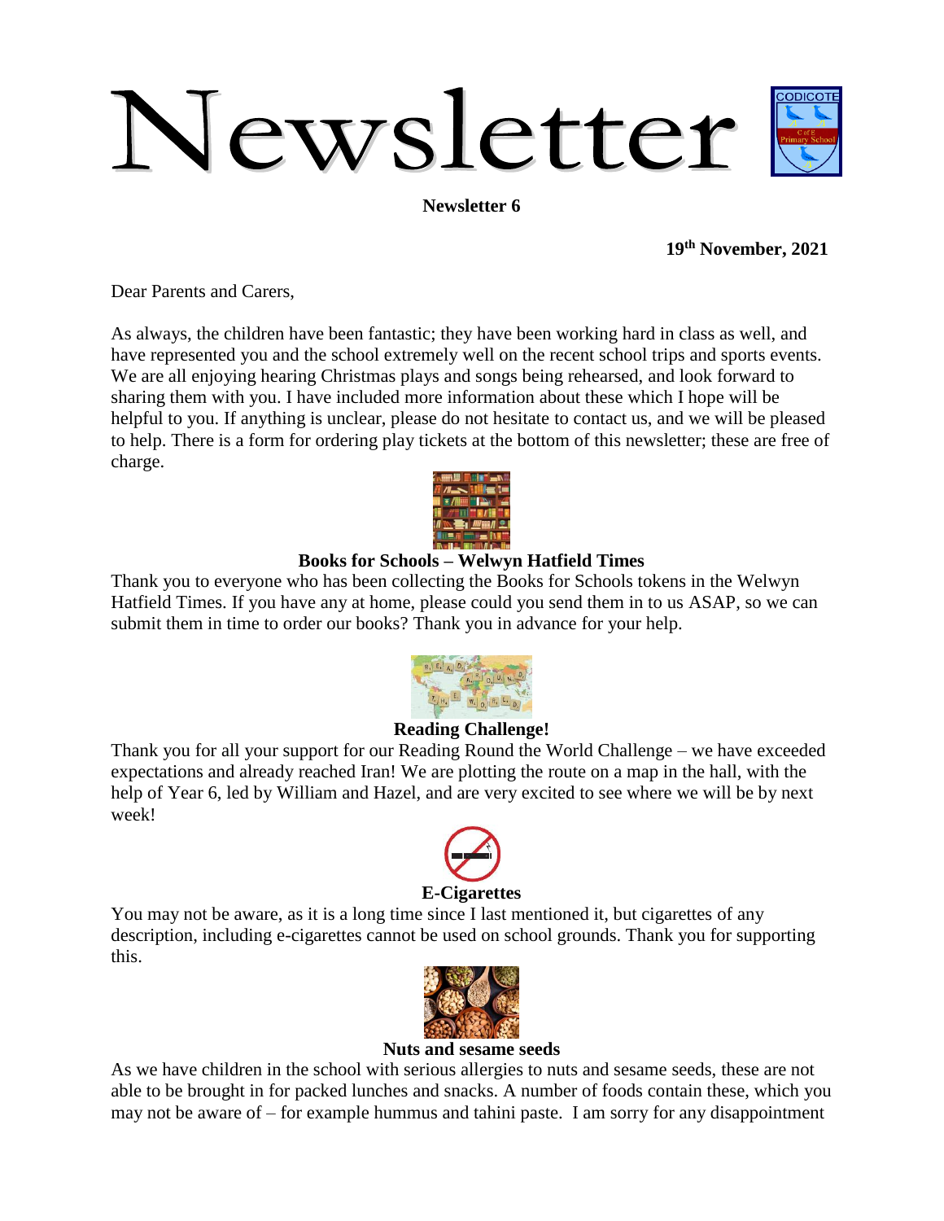# Newsletter

**Newsletter 6**

**19th November, 2021**

Dear Parents and Carers,

As always, the children have been fantastic; they have been working hard in class as well, and have represented you and the school extremely well on the recent school trips and sports events. We are all enjoying hearing Christmas plays and songs being rehearsed, and look forward to sharing them with you. I have included more information about these which I hope will be helpful to you. If anything is unclear, please do not hesitate to contact us, and we will be pleased to help. There is a form for ordering play tickets at the bottom of this newsletter; these are free of charge.

## Books for Schools – Welwyn Hatfield Times

Thank you to everyone who has been collecting the Books for Schools tokens in the Welwyn Hatfield Times. If you have any at home, please could you send them in to us ASAP, so we can submit them in time to order our books? Thank you in advance for your help.

## Reading Challenge!

Thank you for all your support for our Reading Round the World Challenge – we have exceeded expectations and already reached Iran! We are plotting the route on a map in the hall, with the help of Year 6, led by William and Hazel, and are very excited to see where we will be by next week!

## E-Cigarettes

You may not be aware, as it is a long time since I last mentioned it, but cigarettes of any description, including e-cigarettes cannot be used on school grounds. Thank you for supporting this.

## Nuts and sesame seeds

As we have children in the school with serious allergies to nuts and sesame seeds, these are not able to be brought in for packed lunches and snacks. A number of foods contain these, which you may not be aware of – for example hummus and tahini paste. I am sorry for any disappointment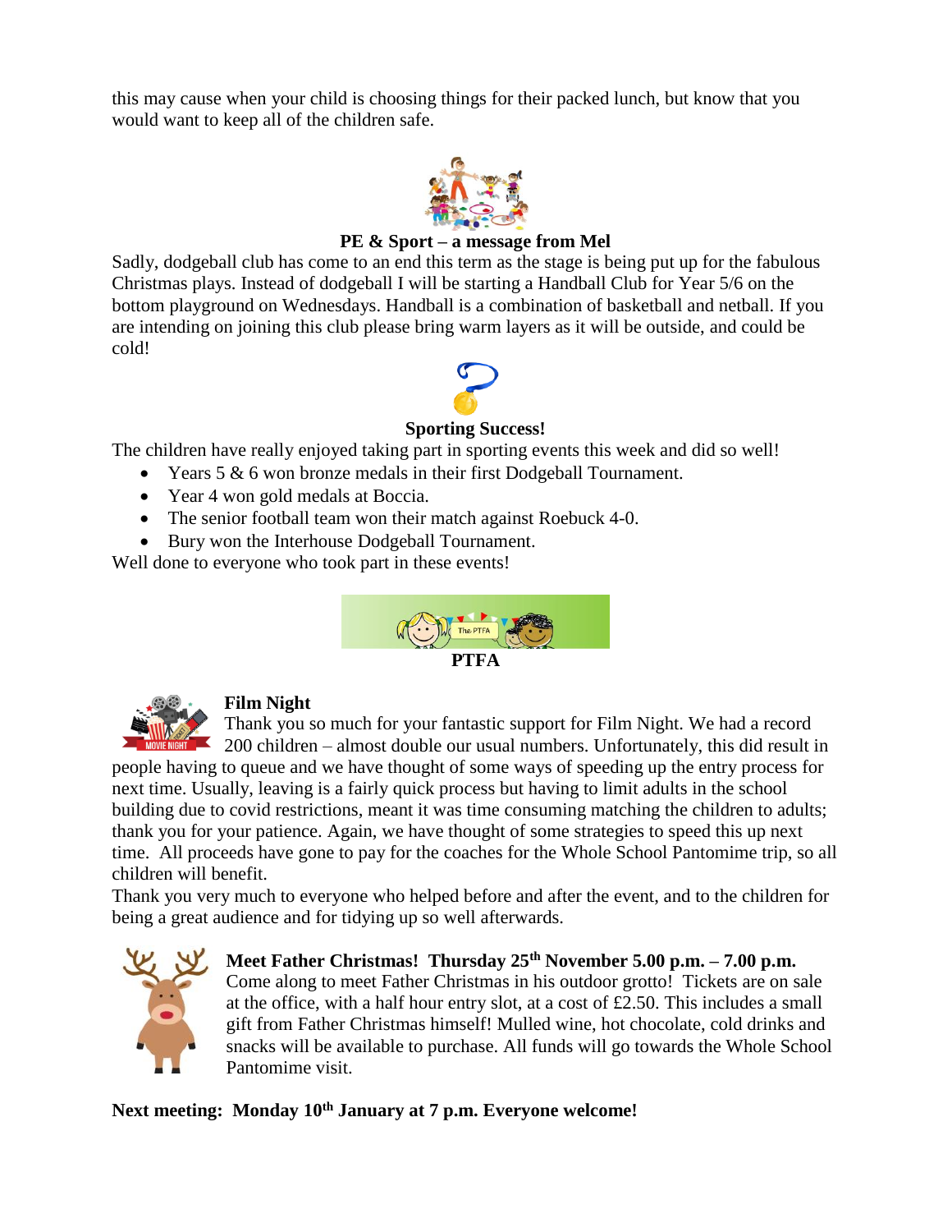this may cause when your child is choosing things for their packed lunch, but know that you would want to keep all of the children safe.

**PE & Sport – a message from Mel**

Sadly, dodgeball club has come to an end this term as the stage is being put up for the fabulous Christmas plays. Instead of dodgeball I will be starting a Handball Club for Year 5/6 on the bottom playground on Wednesdays. Handball is a combination of basketball and netball. If you are intending on joining this club please bring warm layers as it will be outside, and could be cold!

**Sporting Success!**

The children have really enjoyed taking part in sporting events this week and did so well!

- Years 5 & 6 won bronze medals in their first Dodgeball Tournament.
- Year 4 won gold medals at Boccia.
- The senior football team won their match against Roebuck 4-0.
- Bury won the Interhouse Dodgeball Tournament.

Well done to everyone who took part in these events!

**PTFA**

**Film Night**

Thank you so much for your fantastic support for Film Night. We had a record 200 children – almost double our usual numbers. Unfortunately, this did result in people having to queue and we have thought of some ways of speeding up the entry process for next time. Usually, leaving is a fairly quick process but having to limit adults in the school building due to covid restrictions, meant it was time consuming matching the children to adults; thank you for your patience. Again, we have thought of some strategies to speed this up next time. All proceeds have gone to pay for the coaches for the Whole School Pantomime trip, so all children will benefit.

Thank you very much to everyone who helped before and after the event, and to the children for being a great audience and for tidying up so well afterwards.

**Meet Father Christmas! Thursday 25th November 5.00 p.m. – 7.00 p.m.**

Come along to meet Father Christmas in his outdoor grotto! Tickets are on sale at the office, with a half hour entry slot, at a cost of £2.50. This includes a small gift from Father Christmas himself! Mulled wine, hot chocolate, cold drinks and snacks will be available to purchase. All funds will go towards the Whole School Pantomime visit.

**Next meeting: Monday 10th January at 7 p.m. Everyone welcome!**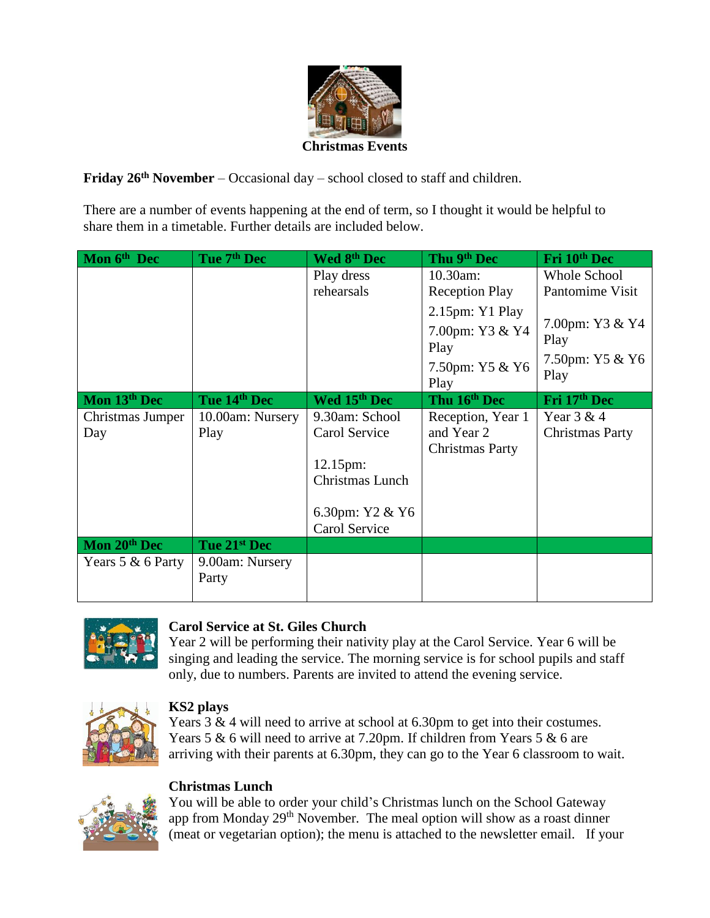**Christmas Events**

**Friday 26th November** – Occasional day – school closed to staff and children.

There are a number of events happening at the end of term, so I thought it would be helpful to share them in a timetable. Further details are included below.

| Mon 6th Dec | Tue 7th Dec | Wed 8th Dec | Thu 9th Dec | Fri 10th Dec |
|---|---|---|---|---|
| | | Play dress rehearsals | 10.30am: Reception Play<br>2.15pm: Y1 Play<br>7.00pm: Y3 & Y4 Play<br>7.50pm: Y5 & Y6 Play | Whole School Pantomime Visit<br>7.00pm: Y3 & Y4 Play<br>7.50pm: Y5 & Y6 Play |
| **Mon 13th Dec** | **Tue 14th Dec** | **Wed 15th Dec** | **Thu 16th Dec** | **Fri 17th Dec** |
| Christmas Jumper Day | 10.00am: Nursery Play | 9.30am: School Carol Service<br>12.15pm: Christmas Lunch<br>6.30pm: Y2 & Y6 Carol Service | Reception, Year 1 and Year 2 Christmas Party | Year 3 & 4 Christmas Party |
| **Mon 20th Dec** | **Tue 21st Dec** | | | |
| Years 5 & 6 Party | 9.00am: Nursery Party | | | |

**Carol Service at St. Giles Church**
Year 2 will be performing their nativity play at the Carol Service. Year 6 will be singing and leading the service. The morning service is for school pupils and staff only, due to numbers. Parents are invited to attend the evening service.

**KS2 plays**
Years 3 & 4 will need to arrive at school at 6.30pm to get into their costumes. Years 5 & 6 will need to arrive at 7.20pm. If children from Years 5 & 6 are arriving with their parents at 6.30pm, they can go to the Year 6 classroom to wait.

**Christmas Lunch**
You will be able to order your child's Christmas lunch on the School Gateway app from Monday 29th November. The meal option will show as a roast dinner (meat or vegetarian option); the menu is attached to the newsletter email. If your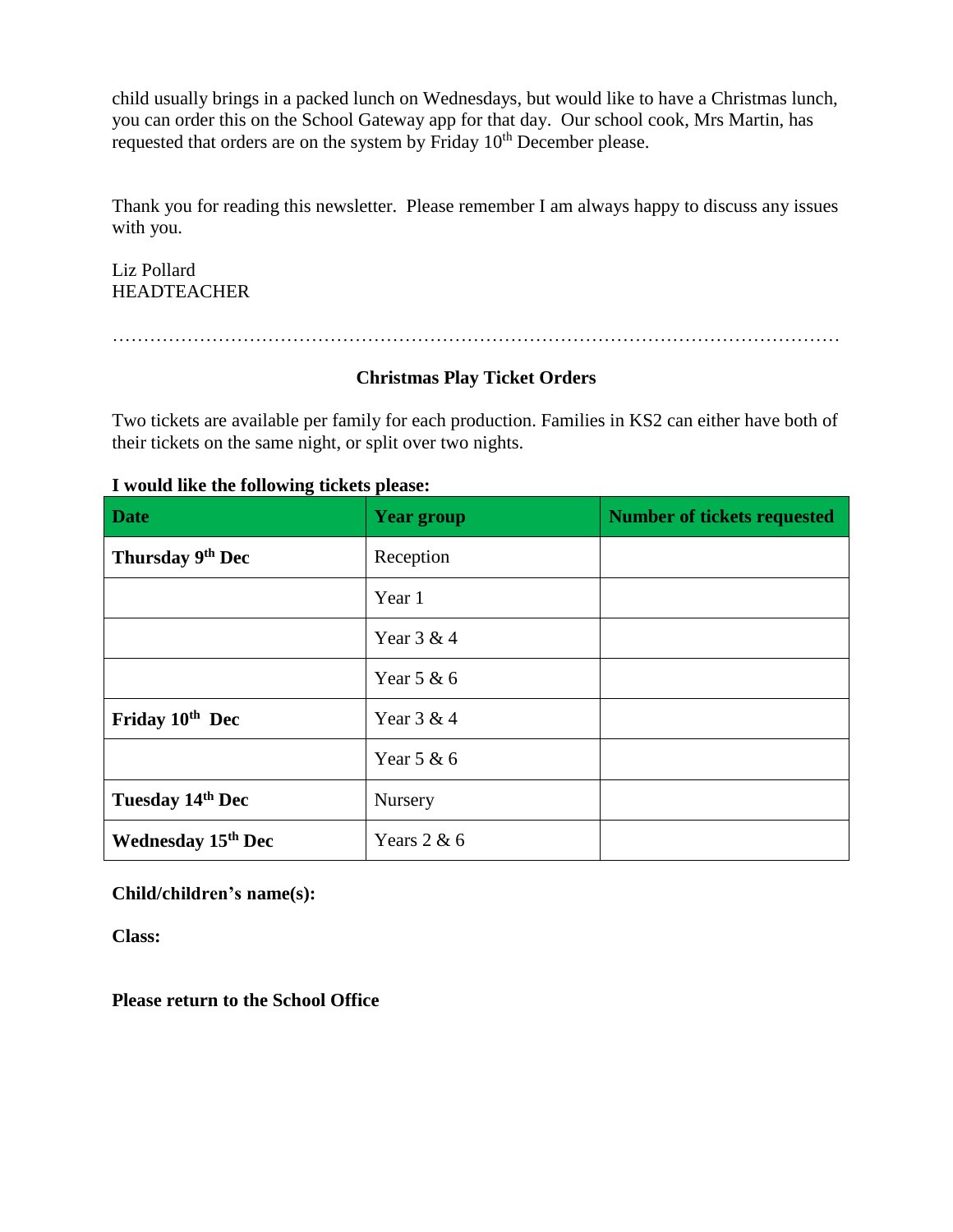child usually brings in a packed lunch on Wednesdays, but would like to have a Christmas lunch, you can order this on the School Gateway app for that day. Our school cook, Mrs Martin, has requested that orders are on the system by Friday 10th December please.

Thank you for reading this newsletter. Please remember I am always happy to discuss any issues with you.

Liz Pollard
HEADTEACHER

…………………………………………………………………………………………………

**Christmas Play Ticket Orders**

Two tickets are available per family for each production. Families in KS2 can either have both of their tickets on the same night, or split over two nights.

**I would like the following tickets please:**

| Date | Year group | Number of tickets requested |
|---|---|---|
| **Thursday 9th Dec** | Reception | |
| | Year 1 | |
| | Year 3 & 4 | |
| | Year 5 & 6 | |
| **Friday 10th Dec** | Year 3 & 4 | |
| | Year 5 & 6 | |
| **Tuesday 14th Dec** | Nursery | |
| **Wednesday 15th Dec** | Years 2 & 6 | |

**Child/children's name(s):**

**Class:**

**Please return to the School Office**